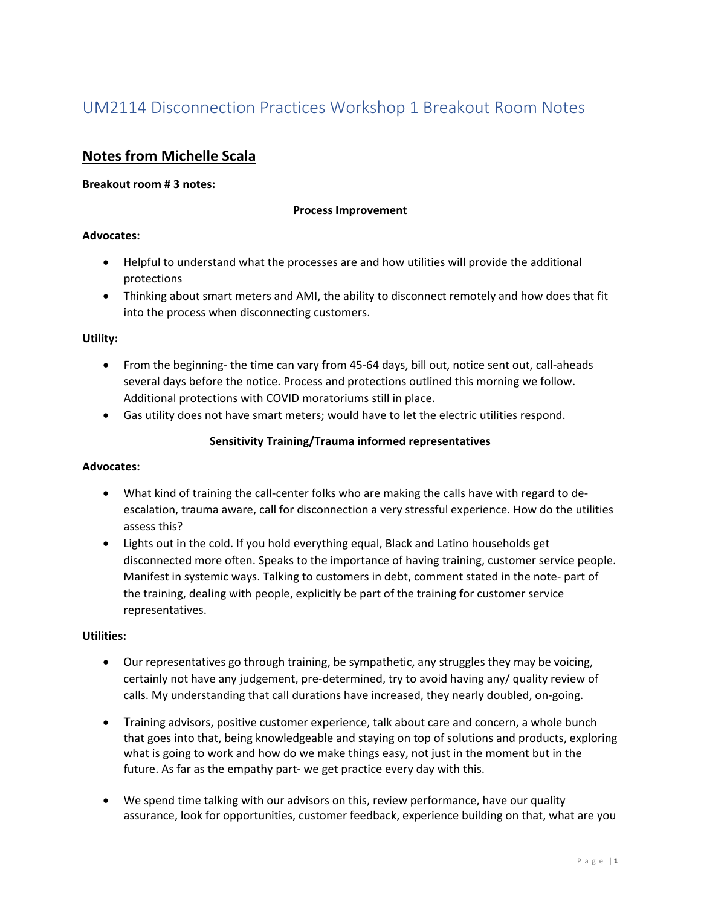# UM2114 Disconnection Practices Workshop 1 Breakout Room Notes

## Notes from Michelle Scala

**Breakout room # 3 notes:**

**Process Improvement**

**Advocates:**

- Helpful to understand what the processes are and how utilities will provide the additional protections
- Thinking about smart meters and AMI, the ability to disconnect remotely and how does that fit into the process when disconnecting customers.

**Utility:**

- From the beginning- the time can vary from 45-64 days, bill out, notice sent out, call-aheads several days before the notice. Process and protections outlined this morning we follow. Additional protections with COVID moratoriums still in place.
- Gas utility does not have smart meters; would have to let the electric utilities respond.

**Sensitivity Training/Trauma informed representatives**

**Advocates:**

- What kind of training the call-center folks who are making the calls have with regard to de-escalation, trauma aware, call for disconnection a very stressful experience. How do the utilities assess this?
- Lights out in the cold. If you hold everything equal, Black and Latino households get disconnected more often. Speaks to the importance of having training, customer service people. Manifest in systemic ways. Talking to customers in debt, comment stated in the note- part of the training, dealing with people, explicitly be part of the training for customer service representatives.

**Utilities:**

- Our representatives go through training, be sympathetic, any struggles they may be voicing, certainly not have any judgement, pre-determined, try to avoid having any/ quality review of calls. My understanding that call durations have increased, they nearly doubled, on-going.
- Training advisors, positive customer experience, talk about care and concern, a whole bunch that goes into that, being knowledgeable and staying on top of solutions and products, exploring what is going to work and how do we make things easy, not just in the moment but in the future. As far as the empathy part- we get practice every day with this.
- We spend time talking with our advisors on this, review performance, have our quality assurance, look for opportunities, customer feedback, experience building on that, what are you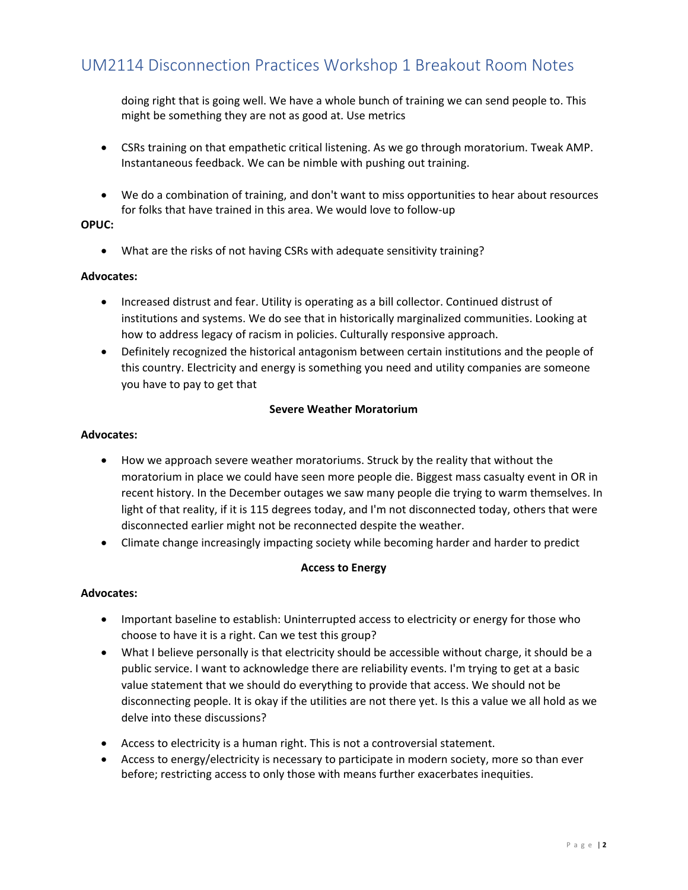doing right that is going well. We have a whole bunch of training we can send people to. This might be something they are not as good at. Use metrics

- CSRs training on that empathetic critical listening. As we go through moratorium. Tweak AMP. Instantaneous feedback. We can be nimble with pushing out training.

- We do a combination of training, and don't want to miss opportunities to hear about resources for folks that have trained in this area. We would love to follow-up

**OPUC:**

- What are the risks of not having CSRs with adequate sensitivity training?

**Advocates:**

- Increased distrust and fear. Utility is operating as a bill collector. Continued distrust of institutions and systems. We do see that in historically marginalized communities. Looking at how to address legacy of racism in policies. Culturally responsive approach.
- Definitely recognized the historical antagonism between certain institutions and the people of this country. Electricity and energy is something you need and utility companies are someone you have to pay to get that

**Severe Weather Moratorium**

**Advocates:**

- How we approach severe weather moratoriums. Struck by the reality that without the moratorium in place we could have seen more people die. Biggest mass casualty event in OR in recent history. In the December outages we saw many people die trying to warm themselves. In light of that reality, if it is 115 degrees today, and I'm not disconnected today, others that were disconnected earlier might not be reconnected despite the weather.
- Climate change increasingly impacting society while becoming harder and harder to predict

**Access to Energy**

**Advocates:**

- Important baseline to establish: Uninterrupted access to electricity or energy for those who choose to have it is a right. Can we test this group?
- What I believe personally is that electricity should be accessible without charge, it should be a public service. I want to acknowledge there are reliability events. I'm trying to get at a basic value statement that we should do everything to provide that access. We should not be disconnecting people. It is okay if the utilities are not there yet. Is this a value we all hold as we delve into these discussions?

- Access to electricity is a human right. This is not a controversial statement.
- Access to energy/electricity is necessary to participate in modern society, more so than ever before; restricting access to only those with means further exacerbates inequities.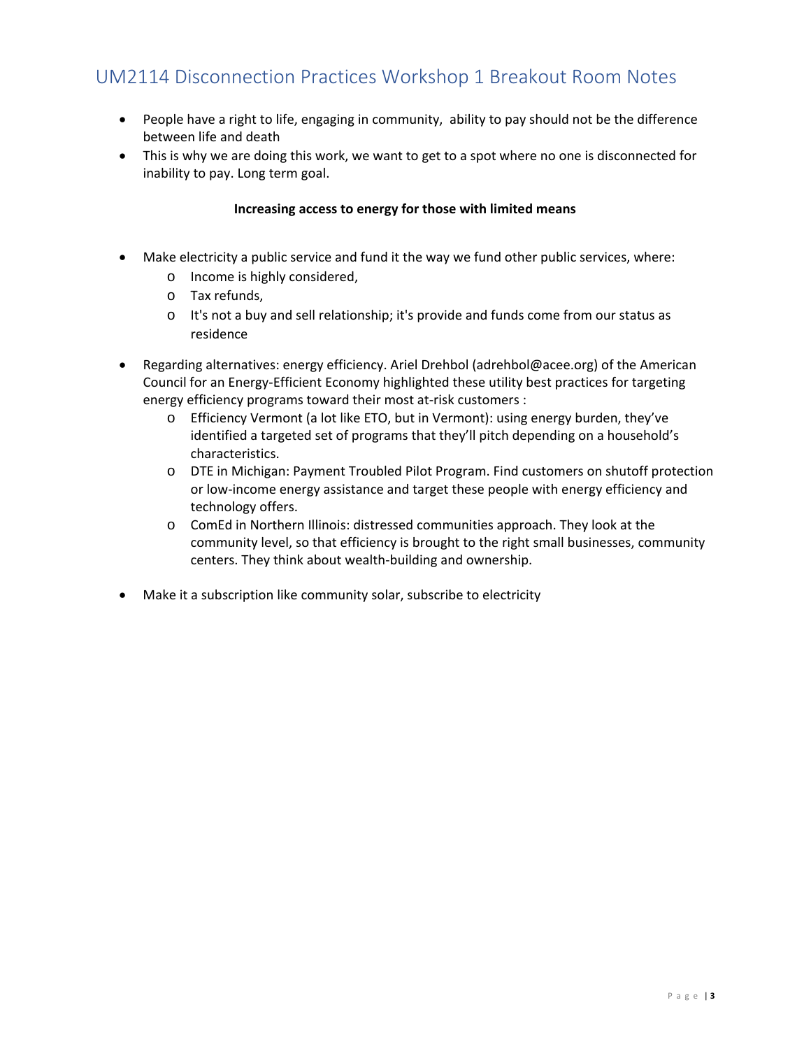# UM2114 Disconnection Practices Workshop 1 Breakout Room Notes

- People have a right to life, engaging in community, ability to pay should not be the difference between life and death
- This is why we are doing this work, we want to get to a spot where no one is disconnected for inability to pay. Long term goal.

**Increasing access to energy for those with limited means**

- Make electricity a public service and fund it the way we fund other public services, where:
  - Income is highly considered,
  - Tax refunds,
  - It's not a buy and sell relationship; it's provide and funds come from our status as residence
- Regarding alternatives: energy efficiency. Ariel Drehbol (adrehbol@acee.org) of the American Council for an Energy-Efficient Economy highlighted these utility best practices for targeting energy efficiency programs toward their most at-risk customers :
  - Efficiency Vermont (a lot like ETO, but in Vermont): using energy burden, they've identified a targeted set of programs that they'll pitch depending on a household's characteristics.
  - DTE in Michigan: Payment Troubled Pilot Program. Find customers on shutoff protection or low-income energy assistance and target these people with energy efficiency and technology offers.
  - ComEd in Northern Illinois: distressed communities approach. They look at the community level, so that efficiency is brought to the right small businesses, community centers. They think about wealth-building and ownership.
- Make it a subscription like community solar, subscribe to electricity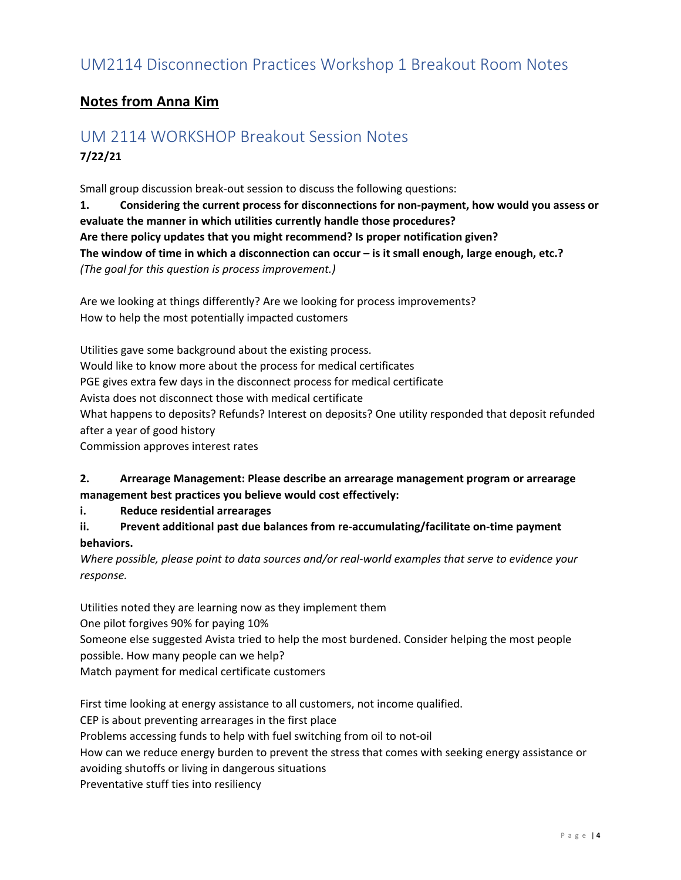# UM2114 Disconnection Practices Workshop 1 Breakout Room Notes

## Notes from Anna Kim

# UM 2114 WORKSHOP Breakout Session Notes

**7/22/21**

Small group discussion break-out session to discuss the following questions:

**1. Considering the current process for disconnections for non-payment, how would you assess or evaluate the manner in which utilities currently handle those procedures?**
**Are there policy updates that you might recommend? Is proper notification given?**
**The window of time in which a disconnection can occur – is it small enough, large enough, etc.?**
*(The goal for this question is process improvement.)*

Are we looking at things differently? Are we looking for process improvements?
How to help the most potentially impacted customers

Utilities gave some background about the existing process.
Would like to know more about the process for medical certificates
PGE gives extra few days in the disconnect process for medical certificate
Avista does not disconnect those with medical certificate
What happens to deposits? Refunds? Interest on deposits? One utility responded that deposit refunded after a year of good history
Commission approves interest rates

**2. Arrearage Management: Please describe an arrearage management program or arrearage management best practices you believe would cost effectively:**

**i. Reduce residential arrearages**

**ii. Prevent additional past due balances from re-accumulating/facilitate on-time payment behaviors.**

*Where possible, please point to data sources and/or real-world examples that serve to evidence your response.*

Utilities noted they are learning now as they implement them
One pilot forgives 90% for paying 10%
Someone else suggested Avista tried to help the most burdened. Consider helping the most people possible. How many people can we help?
Match payment for medical certificate customers

First time looking at energy assistance to all customers, not income qualified.
CEP is about preventing arrearages in the first place
Problems accessing funds to help with fuel switching from oil to not-oil
How can we reduce energy burden to prevent the stress that comes with seeking energy assistance or avoiding shutoffs or living in dangerous situations
Preventative stuff ties into resiliency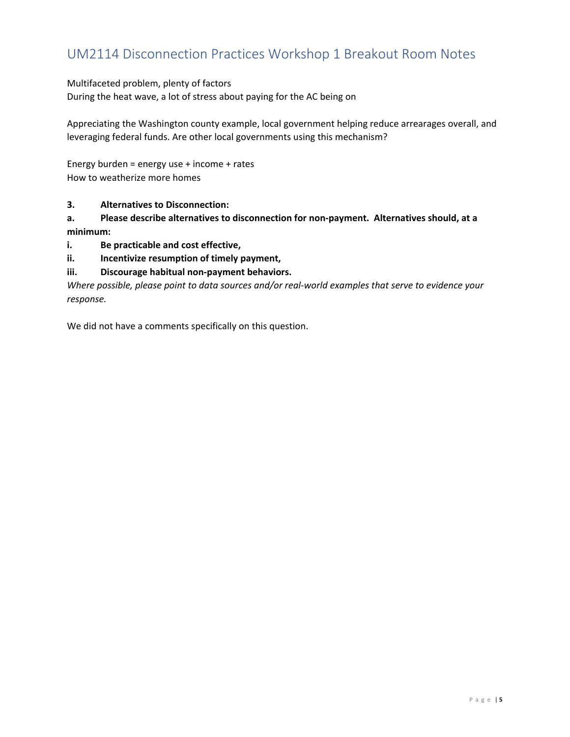# UM2114 Disconnection Practices Workshop 1 Breakout Room Notes

Multifaceted problem, plenty of factors
During the heat wave, a lot of stress about paying for the AC being on

Appreciating the Washington county example, local government helping reduce arrearages overall, and leveraging federal funds. Are other local governments using this mechanism?

Energy burden = energy use + income + rates
How to weatherize more homes

**3. Alternatives to Disconnection:**

**a. Please describe alternatives to disconnection for non-payment. Alternatives should, at a minimum:**

**i. Be practicable and cost effective,**

**ii. Incentivize resumption of timely payment,**

**iii. Discourage habitual non-payment behaviors.**

*Where possible, please point to data sources and/or real-world examples that serve to evidence your response.*

We did not have a comments specifically on this question.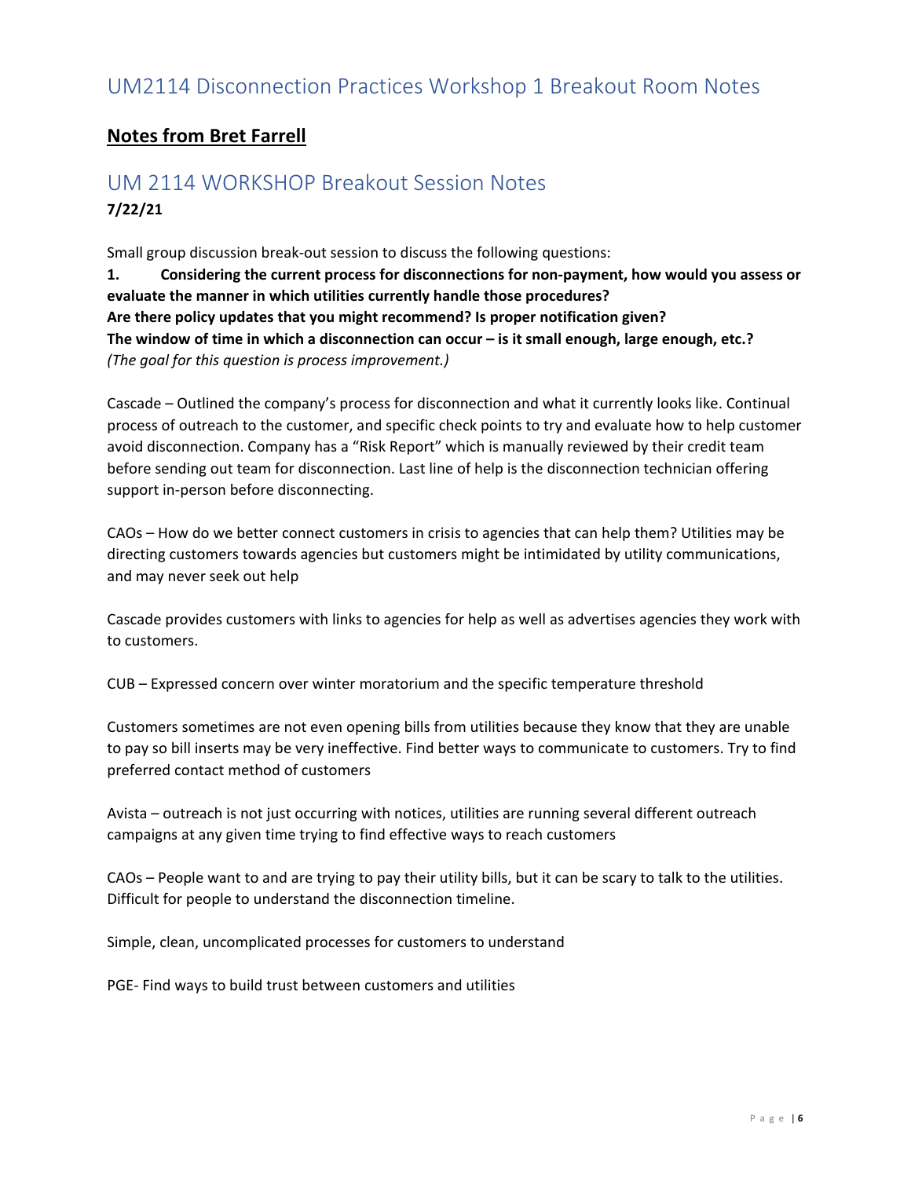# UM2114 Disconnection Practices Workshop 1 Breakout Room Notes

## **Notes from Bret Farrell**

## UM 2114 WORKSHOP Breakout Session Notes

**7/22/21**

Small group discussion break-out session to discuss the following questions:

**1. Considering the current process for disconnections for non-payment, how would you assess or evaluate the manner in which utilities currently handle those procedures?**
**Are there policy updates that you might recommend? Is proper notification given?**
**The window of time in which a disconnection can occur – is it small enough, large enough, etc.?**
*(The goal for this question is process improvement.)*

Cascade – Outlined the company's process for disconnection and what it currently looks like. Continual process of outreach to the customer, and specific check points to try and evaluate how to help customer avoid disconnection. Company has a "Risk Report" which is manually reviewed by their credit team before sending out team for disconnection. Last line of help is the disconnection technician offering support in-person before disconnecting.

CAOs – How do we better connect customers in crisis to agencies that can help them? Utilities may be directing customers towards agencies but customers might be intimidated by utility communications, and may never seek out help

Cascade provides customers with links to agencies for help as well as advertises agencies they work with to customers.

CUB – Expressed concern over winter moratorium and the specific temperature threshold

Customers sometimes are not even opening bills from utilities because they know that they are unable to pay so bill inserts may be very ineffective. Find better ways to communicate to customers. Try to find preferred contact method of customers

Avista – outreach is not just occurring with notices, utilities are running several different outreach campaigns at any given time trying to find effective ways to reach customers

CAOs – People want to and are trying to pay their utility bills, but it can be scary to talk to the utilities. Difficult for people to understand the disconnection timeline.

Simple, clean, uncomplicated processes for customers to understand

PGE- Find ways to build trust between customers and utilities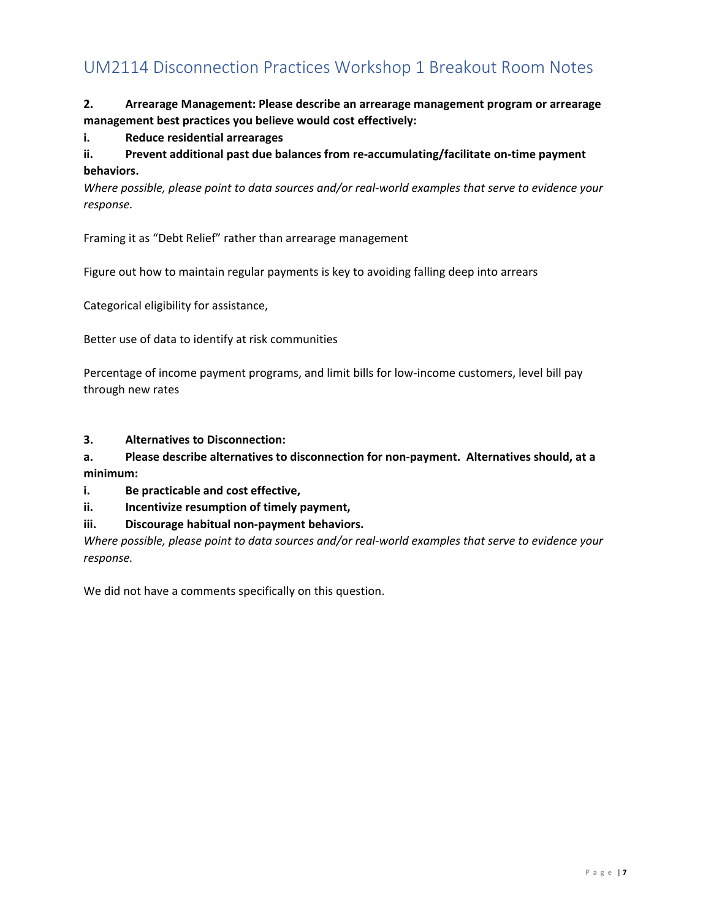# UM2114 Disconnection Practices Workshop 1 Breakout Room Notes

**2. Arrearage Management: Please describe an arrearage management program or arrearage management best practices you believe would cost effectively:**

**i. Reduce residential arrearages**

**ii. Prevent additional past due balances from re-accumulating/facilitate on-time payment behaviors.**

*Where possible, please point to data sources and/or real-world examples that serve to evidence your response.*

Framing it as "Debt Relief" rather than arrearage management

Figure out how to maintain regular payments is key to avoiding falling deep into arrears

Categorical eligibility for assistance,

Better use of data to identify at risk communities

Percentage of income payment programs, and limit bills for low-income customers, level bill pay through new rates

**3. Alternatives to Disconnection:**

**a. Please describe alternatives to disconnection for non-payment. Alternatives should, at a minimum:**

**i. Be practicable and cost effective,**

**ii. Incentivize resumption of timely payment,**

**iii. Discourage habitual non-payment behaviors.**

*Where possible, please point to data sources and/or real-world examples that serve to evidence your response.*

We did not have a comments specifically on this question.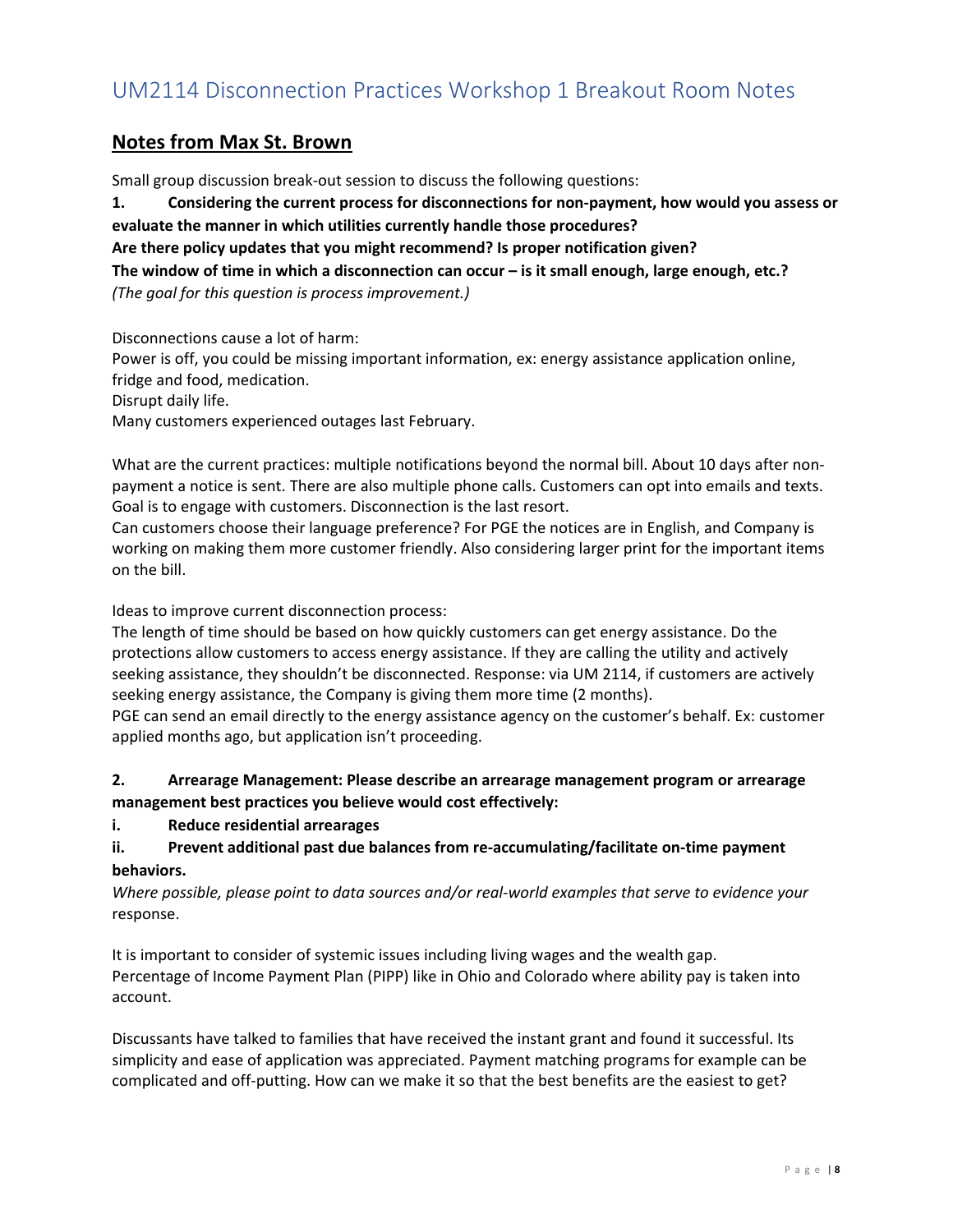# UM2114 Disconnection Practices Workshop 1 Breakout Room Notes

## **Notes from Max St. Brown**

Small group discussion break-out session to discuss the following questions:

**1. Considering the current process for disconnections for non-payment, how would you assess or evaluate the manner in which utilities currently handle those procedures?**
**Are there policy updates that you might recommend? Is proper notification given?**
**The window of time in which a disconnection can occur – is it small enough, large enough, etc.?**
*(The goal for this question is process improvement.)*

Disconnections cause a lot of harm:
Power is off, you could be missing important information, ex: energy assistance application online, fridge and food, medication.
Disrupt daily life.
Many customers experienced outages last February.

What are the current practices: multiple notifications beyond the normal bill. About 10 days after non-payment a notice is sent. There are also multiple phone calls. Customers can opt into emails and texts. Goal is to engage with customers. Disconnection is the last resort.
Can customers choose their language preference? For PGE the notices are in English, and Company is working on making them more customer friendly. Also considering larger print for the important items on the bill.

Ideas to improve current disconnection process:
The length of time should be based on how quickly customers can get energy assistance. Do the protections allow customers to access energy assistance. If they are calling the utility and actively seeking assistance, they shouldn't be disconnected. Response: via UM 2114, if customers are actively seeking energy assistance, the Company is giving them more time (2 months).
PGE can send an email directly to the energy assistance agency on the customer's behalf. Ex: customer applied months ago, but application isn't proceeding.

**2. Arrearage Management: Please describe an arrearage management program or arrearage management best practices you believe would cost effectively:**

**i. Reduce residential arrearages**

**ii. Prevent additional past due balances from re-accumulating/facilitate on-time payment behaviors.**

*Where possible, please point to data sources and/or real-world examples that serve to evidence your* response.

It is important to consider of systemic issues including living wages and the wealth gap.
Percentage of Income Payment Plan (PIPP) like in Ohio and Colorado where ability pay is taken into account.

Discussants have talked to families that have received the instant grant and found it successful. Its simplicity and ease of application was appreciated. Payment matching programs for example can be complicated and off-putting. How can we make it so that the best benefits are the easiest to get?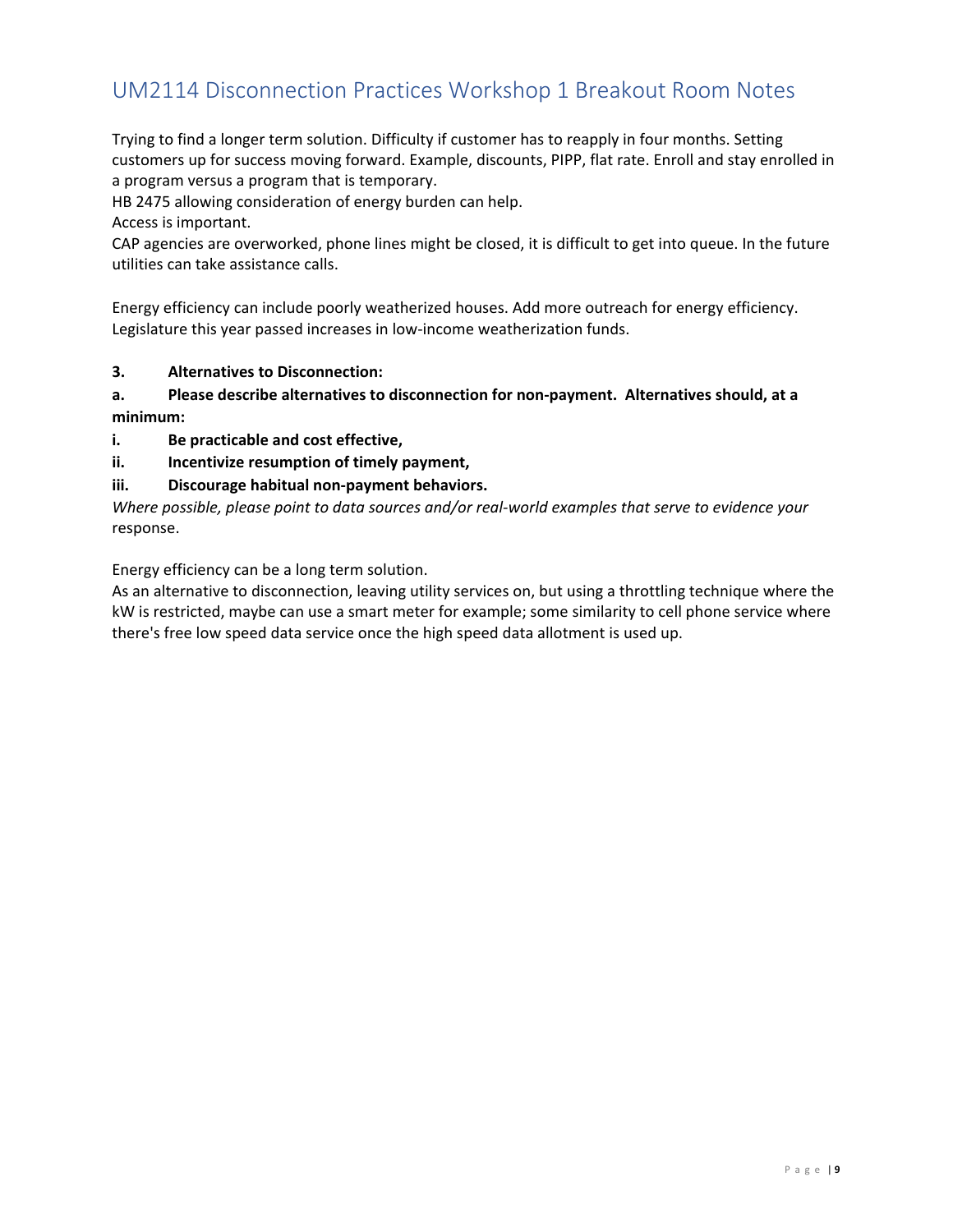# UM2114 Disconnection Practices Workshop 1 Breakout Room Notes

Trying to find a longer term solution. Difficulty if customer has to reapply in four months. Setting customers up for success moving forward. Example, discounts, PIPP, flat rate. Enroll and stay enrolled in a program versus a program that is temporary.
HB 2475 allowing consideration of energy burden can help.
Access is important.
CAP agencies are overworked, phone lines might be closed, it is difficult to get into queue. In the future utilities can take assistance calls.

Energy efficiency can include poorly weatherized houses. Add more outreach for energy efficiency. Legislature this year passed increases in low-income weatherization funds.

**3. Alternatives to Disconnection:**

**a. Please describe alternatives to disconnection for non-payment. Alternatives should, at a minimum:**

**i. Be practicable and cost effective,**

**ii. Incentivize resumption of timely payment,**

**iii. Discourage habitual non-payment behaviors.**

*Where possible, please point to data sources and/or real-world examples that serve to evidence your* response.

Energy efficiency can be a long term solution.
As an alternative to disconnection, leaving utility services on, but using a throttling technique where the kW is restricted, maybe can use a smart meter for example; some similarity to cell phone service where there's free low speed data service once the high speed data allotment is used up.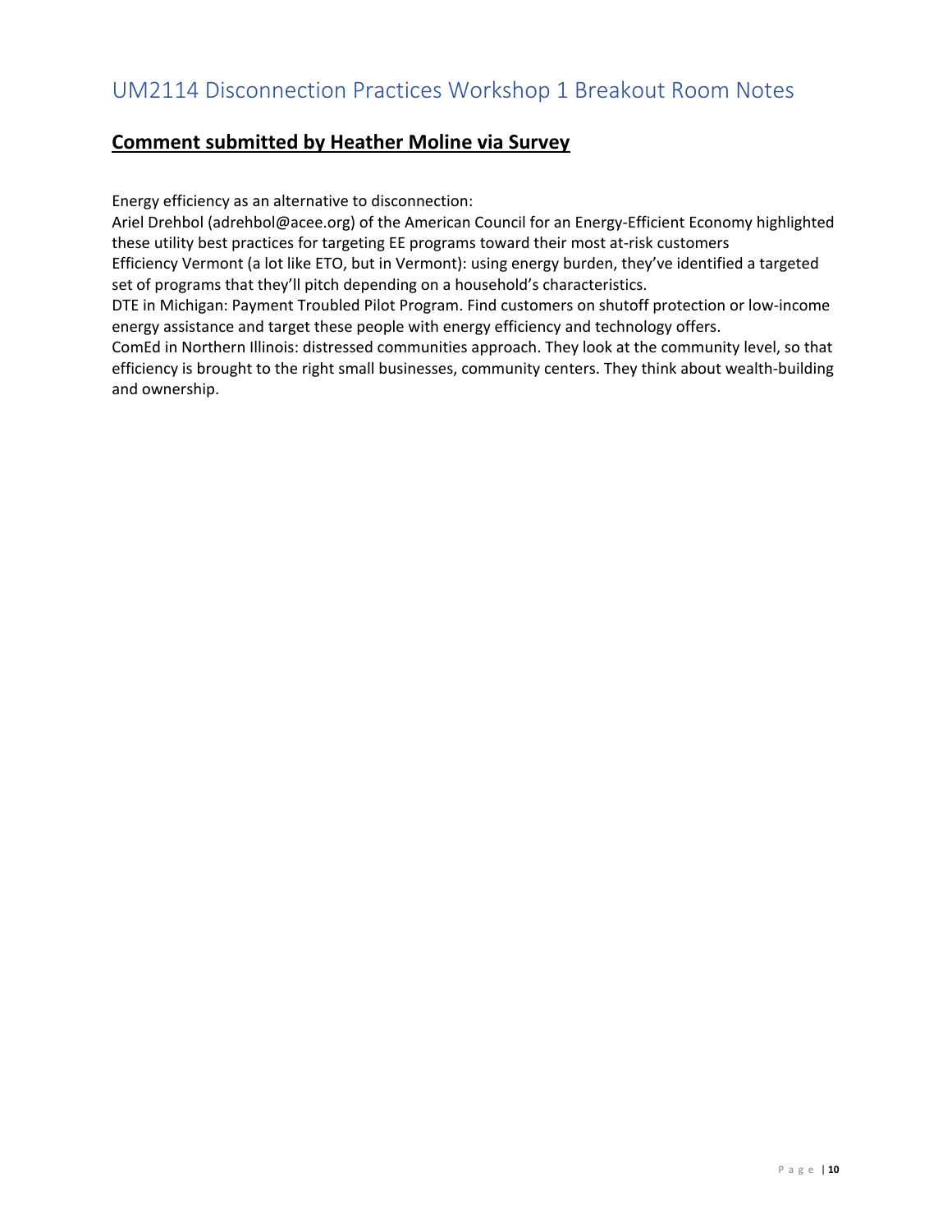# UM2114 Disconnection Practices Workshop 1 Breakout Room Notes

## **Comment submitted by Heather Moline via Survey**

Energy efficiency as an alternative to disconnection:
Ariel Drehbol (adrehbol@acee.org) of the American Council for an Energy-Efficient Economy highlighted these utility best practices for targeting EE programs toward their most at-risk customers
Efficiency Vermont (a lot like ETO, but in Vermont): using energy burden, they've identified a targeted set of programs that they'll pitch depending on a household's characteristics.
DTE in Michigan: Payment Troubled Pilot Program. Find customers on shutoff protection or low-income energy assistance and target these people with energy efficiency and technology offers.
ComEd in Northern Illinois: distressed communities approach. They look at the community level, so that efficiency is brought to the right small businesses, community centers. They think about wealth-building and ownership.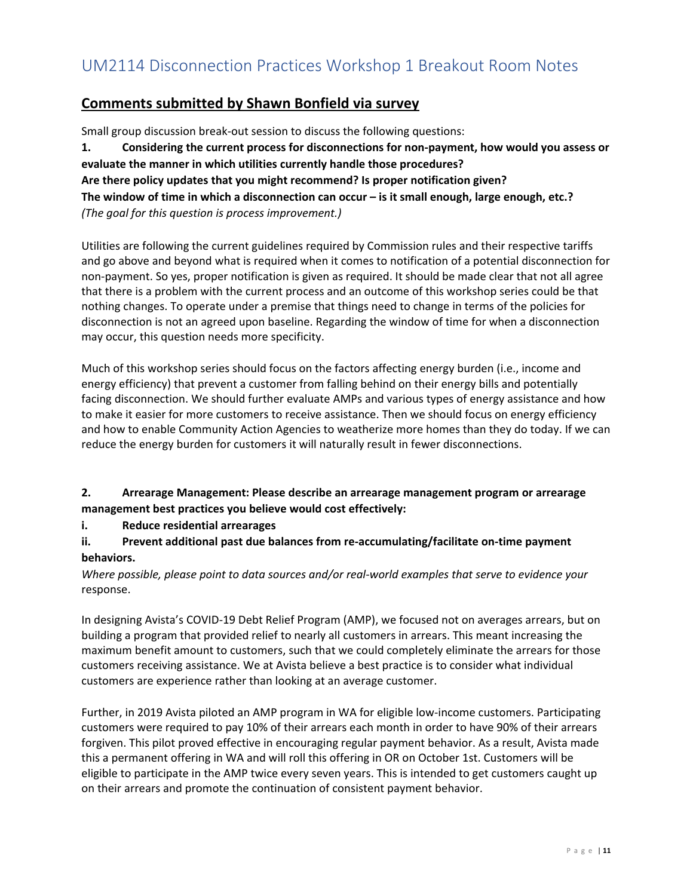# UM2114 Disconnection Practices Workshop 1 Breakout Room Notes

## Comments submitted by Shawn Bonfield via survey

Small group discussion break-out session to discuss the following questions:

**1. Considering the current process for disconnections for non-payment, how would you assess or evaluate the manner in which utilities currently handle those procedures?**
**Are there policy updates that you might recommend? Is proper notification given?**
**The window of time in which a disconnection can occur – is it small enough, large enough, etc.?**
*(The goal for this question is process improvement.)*

Utilities are following the current guidelines required by Commission rules and their respective tariffs and go above and beyond what is required when it comes to notification of a potential disconnection for non-payment. So yes, proper notification is given as required. It should be made clear that not all agree that there is a problem with the current process and an outcome of this workshop series could be that nothing changes. To operate under a premise that things need to change in terms of the policies for disconnection is not an agreed upon baseline. Regarding the window of time for when a disconnection may occur, this question needs more specificity.

Much of this workshop series should focus on the factors affecting energy burden (i.e., income and energy efficiency) that prevent a customer from falling behind on their energy bills and potentially facing disconnection. We should further evaluate AMPs and various types of energy assistance and how to make it easier for more customers to receive assistance. Then we should focus on energy efficiency and how to enable Community Action Agencies to weatherize more homes than they do today. If we can reduce the energy burden for customers it will naturally result in fewer disconnections.

**2. Arrearage Management: Please describe an arrearage management program or arrearage management best practices you believe would cost effectively:**

**i. Reduce residential arrearages**

**ii. Prevent additional past due balances from re-accumulating/facilitate on-time payment behaviors.**

*Where possible, please point to data sources and/or real-world examples that serve to evidence your* response.

In designing Avista's COVID-19 Debt Relief Program (AMP), we focused not on averages arrears, but on building a program that provided relief to nearly all customers in arrears. This meant increasing the maximum benefit amount to customers, such that we could completely eliminate the arrears for those customers receiving assistance. We at Avista believe a best practice is to consider what individual customers are experience rather than looking at an average customer.

Further, in 2019 Avista piloted an AMP program in WA for eligible low-income customers. Participating customers were required to pay 10% of their arrears each month in order to have 90% of their arrears forgiven. This pilot proved effective in encouraging regular payment behavior. As a result, Avista made this a permanent offering in WA and will roll this offering in OR on October 1st. Customers will be eligible to participate in the AMP twice every seven years. This is intended to get customers caught up on their arrears and promote the continuation of consistent payment behavior.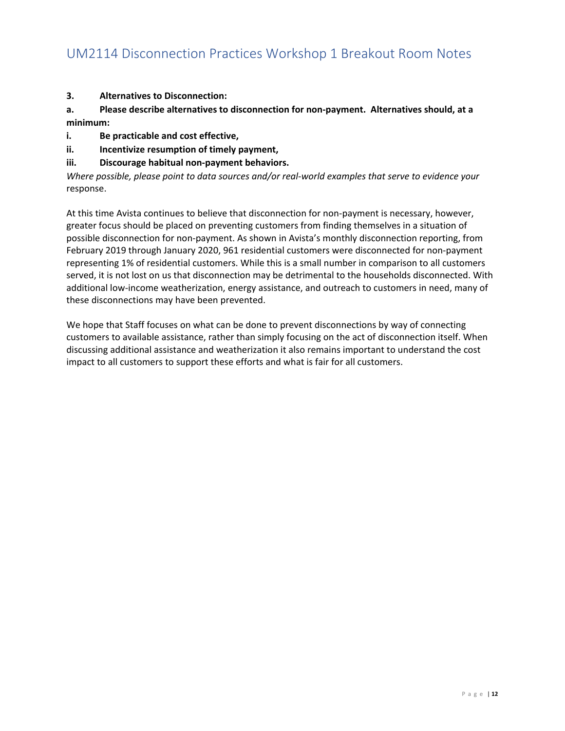**3. Alternatives to Disconnection:**

**a. Please describe alternatives to disconnection for non-payment. Alternatives should, at a minimum:**

**i. Be practicable and cost effective,**

**ii. Incentivize resumption of timely payment,**

**iii. Discourage habitual non-payment behaviors.**

*Where possible, please point to data sources and/or real-world examples that serve to evidence your* response.

At this time Avista continues to believe that disconnection for non-payment is necessary, however, greater focus should be placed on preventing customers from finding themselves in a situation of possible disconnection for non-payment. As shown in Avista's monthly disconnection reporting, from February 2019 through January 2020, 961 residential customers were disconnected for non-payment representing 1% of residential customers. While this is a small number in comparison to all customers served, it is not lost on us that disconnection may be detrimental to the households disconnected. With additional low-income weatherization, energy assistance, and outreach to customers in need, many of these disconnections may have been prevented.

We hope that Staff focuses on what can be done to prevent disconnections by way of connecting customers to available assistance, rather than simply focusing on the act of disconnection itself. When discussing additional assistance and weatherization it also remains important to understand the cost impact to all customers to support these efforts and what is fair for all customers.